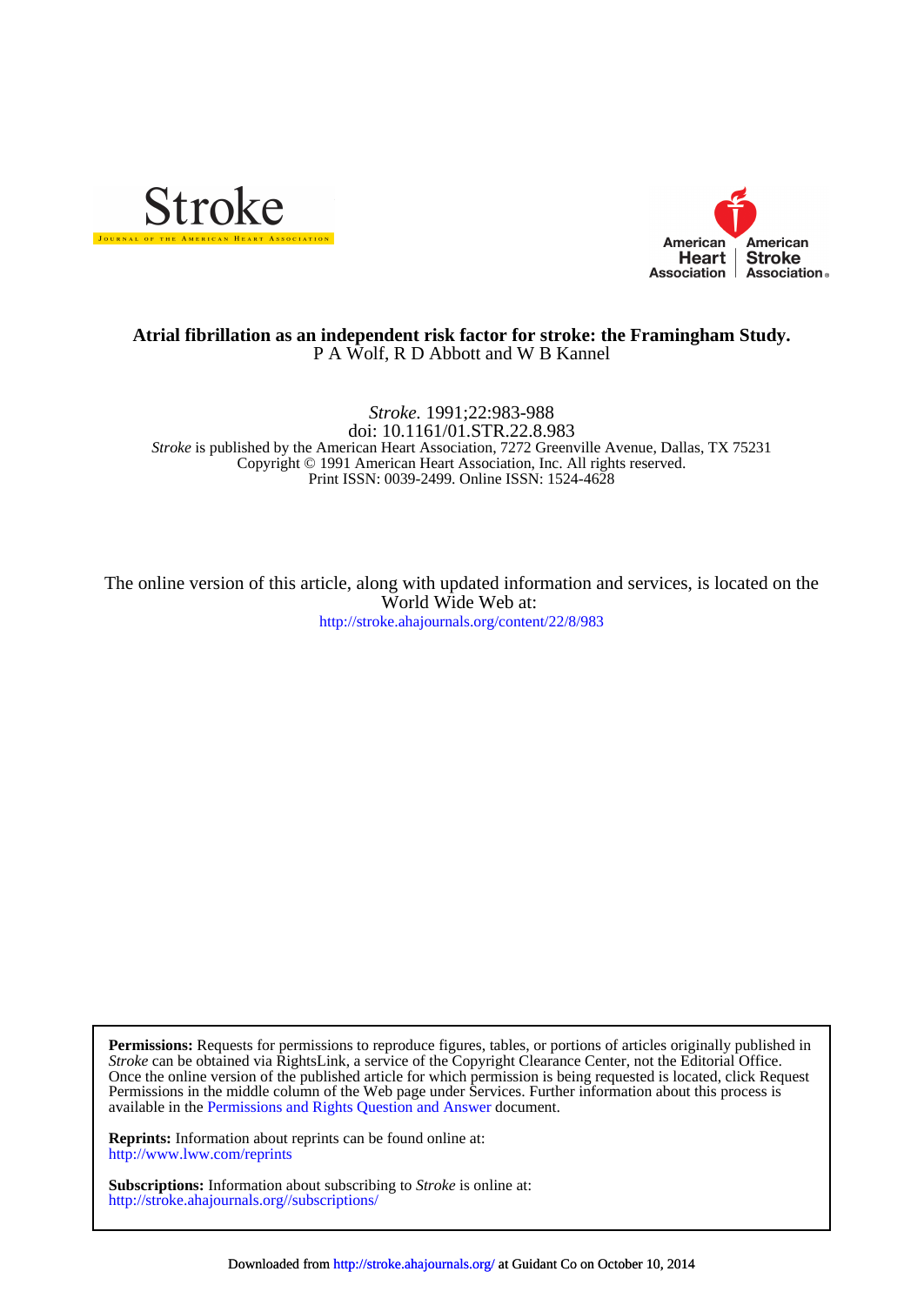Stroke

JOURNAL OF THE AMERICAN HEART ASSOCIATION

American Heart Association | American Stroke Association

**Atrial fibrillation as an independent risk factor for stroke: the Framingham Study.**

P A Wolf, R D Abbott and W B Kannel

*Stroke.* 1991;22:983-988

doi: 10.1161/01.STR.22.8.983

*Stroke* is published by the American Heart Association, 7272 Greenville Avenue, Dallas, TX 75231

Copyright © 1991 American Heart Association, Inc. All rights reserved.

Print ISSN: 0039-2499. Online ISSN: 1524-4628

The online version of this article, along with updated information and services, is located on the World Wide Web at:

http://stroke.ahajournals.org/content/22/8/983

**Permissions:** Requests for permissions to reproduce figures, tables, or portions of articles originally published in *Stroke* can be obtained via RightsLink, a service of the Copyright Clearance Center, not the Editorial Office. Once the online version of the published article for which permission is being requested is located, click Request Permissions in the middle column of the Web page under Services. Further information about this process is available in the Permissions and Rights Question and Answer document.

**Reprints:** Information about reprints can be found online at:
http://www.lww.com/reprints

**Subscriptions:** Information about subscribing to *Stroke* is online at:
http://stroke.ahajournals.org//subscriptions/

Downloaded from http://stroke.ahajournals.org/ at Guidant Co on October 10, 2014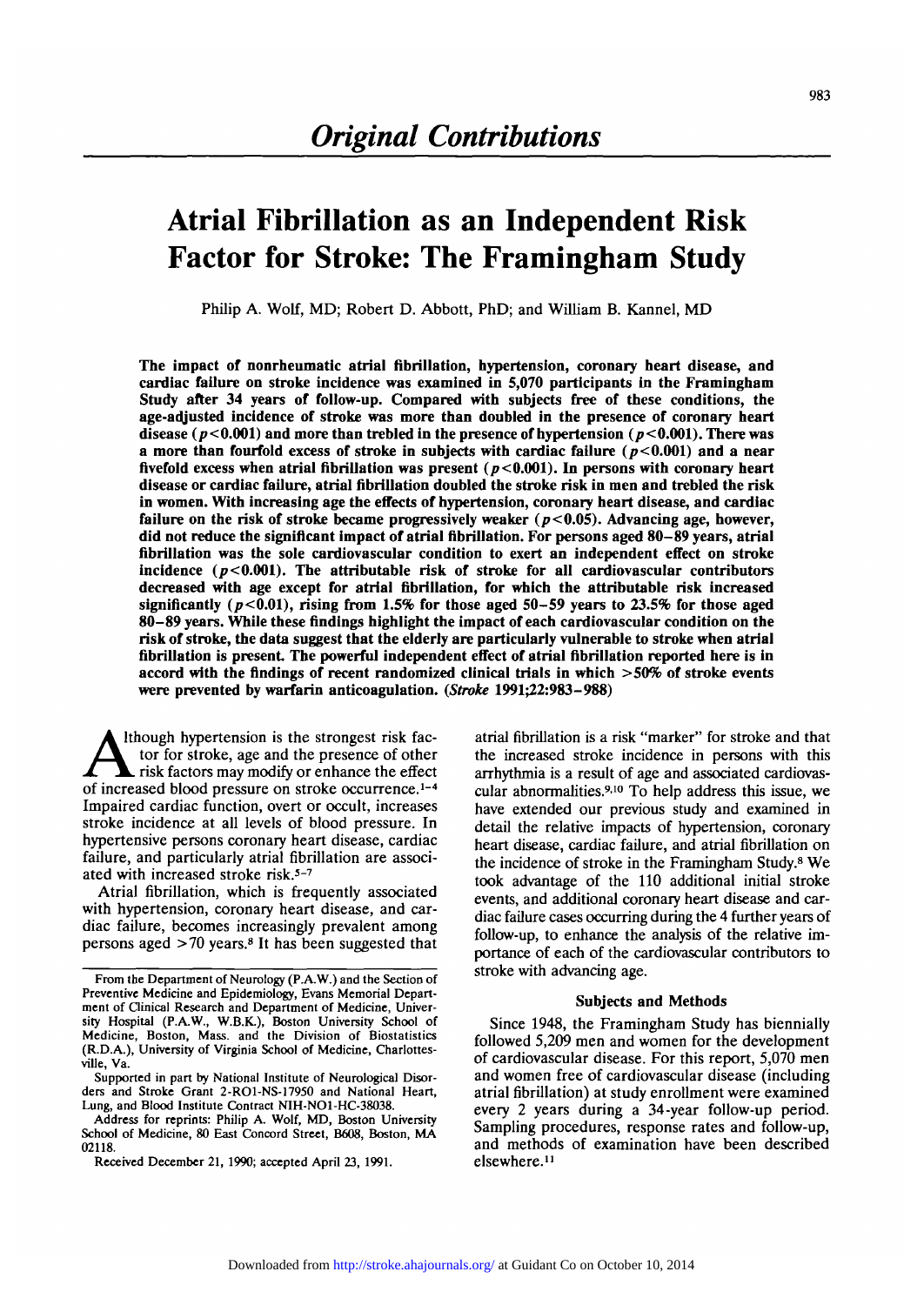# Original Contributions

# Atrial Fibrillation as an Independent Risk Factor for Stroke: The Framingham Study

Philip A. Wolf, MD; Robert D. Abbott, PhD; and William B. Kannel, MD

**The impact of nonrheumatic atrial fibrillation, hypertension, coronary heart disease, and cardiac failure on stroke incidence was examined in 5,070 participants in the Framingham Study after 34 years of follow-up. Compared with subjects free of these conditions, the age-adjusted incidence of stroke was more than doubled in the presence of coronary heart disease ($p<0.001$) and more than trebled in the presence of hypertension ($p<0.001$). There was a more than fourfold excess of stroke in subjects with cardiac failure ($p<0.001$) and a near fivefold excess when atrial fibrillation was present ($p<0.001$). In persons with coronary heart disease or cardiac failure, atrial fibrillation doubled the stroke risk in men and trebled the risk in women. With increasing age the effects of hypertension, coronary heart disease, and cardiac failure on the risk of stroke became progressively weaker ($p<0.05$). Advancing age, however, did not reduce the significant impact of atrial fibrillation. For persons aged 80–89 years, atrial fibrillation was the sole cardiovascular condition to exert an independent effect on stroke incidence ($p<0.001$). The attributable risk of stroke for all cardiovascular contributors decreased with age except for atrial fibrillation, for which the attributable risk increased significantly ($p<0.01$), rising from 1.5% for those aged 50–59 years to 23.5% for those aged 80–89 years. While these findings highlight the impact of each cardiovascular condition on the risk of stroke, the data suggest that the elderly are particularly vulnerable to stroke when atrial fibrillation is present. The powerful independent effect of atrial fibrillation reported here is in accord with the findings of recent randomized clinical trials in which >50% of stroke events were prevented by warfarin anticoagulation. (*Stroke* 1991;22:983–988)**

Although hypertension is the strongest risk factor for stroke, age and the presence of other risk factors may modify or enhance the effect of increased blood pressure on stroke occurrence.[1–4] Impaired cardiac function, overt or occult, increases stroke incidence at all levels of blood pressure. In hypertensive persons coronary heart disease, cardiac failure, and particularly atrial fibrillation are associated with increased stroke risk.[5–7]

Atrial fibrillation, which is frequently associated with hypertension, coronary heart disease, and cardiac failure, becomes increasingly prevalent among persons aged >70 years.[8] It has been suggested that atrial fibrillation is a risk "marker" for stroke and that the increased stroke incidence in persons with this arrhythmia is a result of age and associated cardiovascular abnormalities.[9,10] To help address this issue, we have extended our previous study and examined in detail the relative impacts of hypertension, coronary heart disease, cardiac failure, and atrial fibrillation on the incidence of stroke in the Framingham Study.[8] We took advantage of the 110 additional initial stroke events, and additional coronary heart disease and cardiac failure cases occurring during the 4 further years of follow-up, to enhance the analysis of the relative importance of each of the cardiovascular contributors to stroke with advancing age.

From the Department of Neurology (P.A.W.) and the Section of Preventive Medicine and Epidemiology, Evans Memorial Department of Clinical Research and Department of Medicine, University Hospital (P.A.W., W.B.K.), Boston University School of Medicine, Boston, Mass. and the Division of Biostatistics (R.D.A.), University of Virginia School of Medicine, Charlottesville, Va.

Supported in part by National Institute of Neurological Disorders and Stroke Grant 2-RO1-NS-17950 and National Heart, Lung, and Blood Institute Contract NIH-NO1-HC-38038.

Address for reprints: Philip A. Wolf, MD, Boston University School of Medicine, 80 East Concord Street, B608, Boston, MA 02118.

Received December 21, 1990; accepted April 23, 1991.

## Subjects and Methods

Since 1948, the Framingham Study has biennially followed 5,209 men and women for the development of cardiovascular disease. For this report, 5,070 men and women free of cardiovascular disease (including atrial fibrillation) at study enrollment were examined every 2 years during a 34-year follow-up period. Sampling procedures, response rates and follow-up, and methods of examination have been described elsewhere.[11]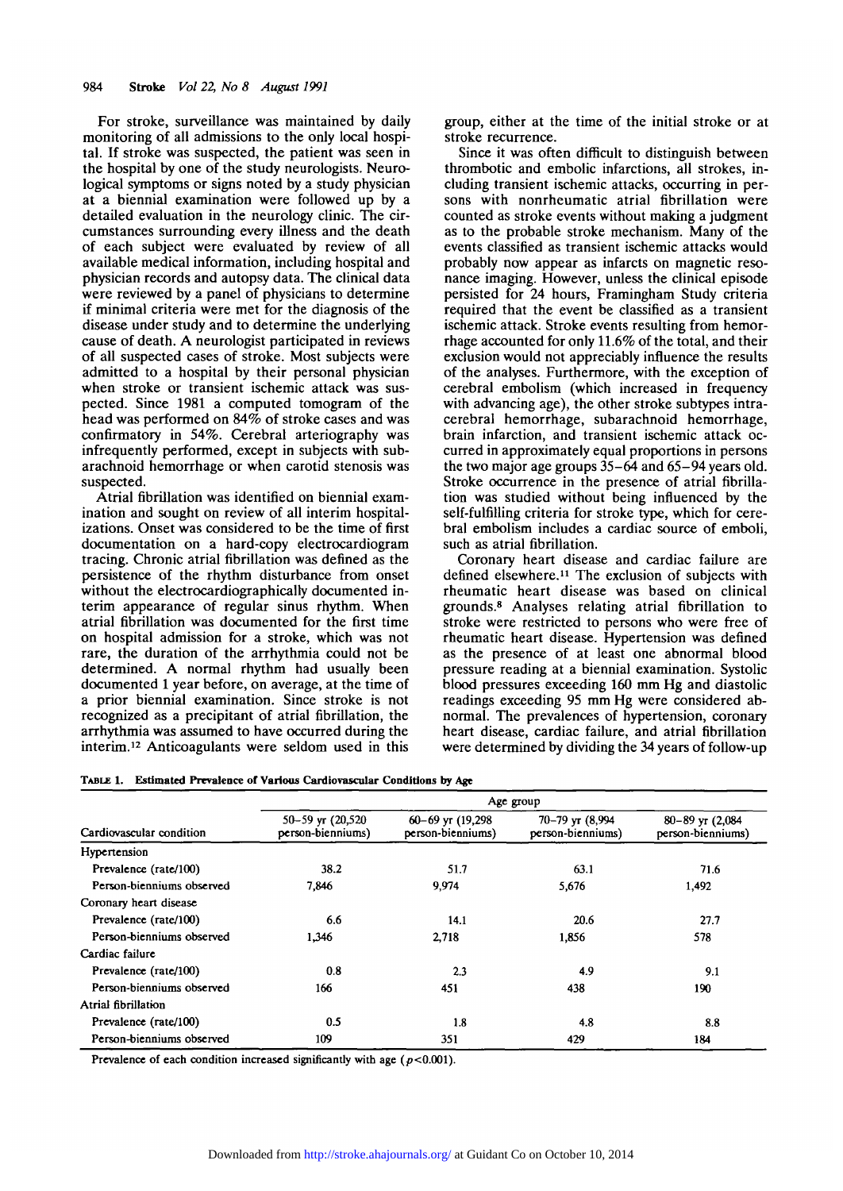For stroke, surveillance was maintained by daily monitoring of all admissions to the only local hospital. If stroke was suspected, the patient was seen in the hospital by one of the study neurologists. Neurological symptoms or signs noted by a study physician at a biennial examination were followed up by a detailed evaluation in the neurology clinic. The circumstances surrounding every illness and the death of each subject were evaluated by review of all available medical information, including hospital and physician records and autopsy data. The clinical data were reviewed by a panel of physicians to determine if minimal criteria were met for the diagnosis of the disease under study and to determine the underlying cause of death. A neurologist participated in reviews of all suspected cases of stroke. Most subjects were admitted to a hospital by their personal physician when stroke or transient ischemic attack was suspected. Since 1981 a computed tomogram of the head was performed on 84% of stroke cases and was confirmatory in 54%. Cerebral arteriography was infrequently performed, except in subjects with subarachnoid hemorrhage or when carotid stenosis was suspected.

Atrial fibrillation was identified on biennial examination and sought on review of all interim hospitalizations. Onset was considered to be the time of first documentation on a hard-copy electrocardiogram tracing. Chronic atrial fibrillation was defined as the persistence of the rhythm disturbance from onset without the electrocardiographically documented interim appearance of regular sinus rhythm. When atrial fibrillation was documented for the first time on hospital admission for a stroke, which was not rare, the duration of the arrhythmia could not be determined. A normal rhythm had usually been documented 1 year before, on average, at the time of a prior biennial examination. Since stroke is not recognized as a precipitant of atrial fibrillation, the arrhythmia was assumed to have occurred during the interim.[12] Anticoagulants were seldom used in this group, either at the time of the initial stroke or at stroke recurrence.

Since it was often difficult to distinguish between thrombotic and embolic infarctions, all strokes, including transient ischemic attacks, occurring in persons with nonrheumatic atrial fibrillation were counted as stroke events without making a judgment as to the probable stroke mechanism. Many of the events classified as transient ischemic attacks would probably now appear as infarcts on magnetic resonance imaging. However, unless the clinical episode persisted for 24 hours, Framingham Study criteria required that the event be classified as a transient ischemic attack. Stroke events resulting from hemorrhage accounted for only 11.6% of the total, and their exclusion would not appreciably influence the results of the analyses. Furthermore, with the exception of cerebral embolism (which increased in frequency with advancing age), the other stroke subtypes intracerebral hemorrhage, subarachnoid hemorrhage, brain infarction, and transient ischemic attack occurred in approximately equal proportions in persons the two major age groups 35–64 and 65–94 years old. Stroke occurrence in the presence of atrial fibrillation was studied without being influenced by the self-fulfilling criteria for stroke type, which for cerebral embolism includes a cardiac source of emboli, such as atrial fibrillation.

Coronary heart disease and cardiac failure are defined elsewhere.[11] The exclusion of subjects with rheumatic heart disease was based on clinical grounds.[8] Analyses relating atrial fibrillation to stroke were restricted to persons who were free of rheumatic heart disease. Hypertension was defined as the presence of at least one abnormal blood pressure reading at a biennial examination. Systolic blood pressures exceeding 160 mm Hg and diastolic readings exceeding 95 mm Hg were considered abnormal. The prevalences of hypertension, coronary heart disease, cardiac failure, and atrial fibrillation were determined by dividing the 34 years of follow-up

TABLE 1. Estimated Prevalence of Various Cardiovascular Conditions by Age

| Cardiovascular condition | Age group | | | |
|---|---|---|---|---|
| | 50–59 yr (20,520 person-bienniums) | 60–69 yr (19,298 person-bienniums) | 70–79 yr (8,994 person-bienniums) | 80–89 yr (2,084 person-bienniums) |
| Hypertension | | | | |
| Prevalence (rate/100) | 38.2 | 51.7 | 63.1 | 71.6 |
| Person-bienniums observed | 7,846 | 9,974 | 5,676 | 1,492 |
| Coronary heart disease | | | | |
| Prevalence (rate/100) | 6.6 | 14.1 | 20.6 | 27.7 |
| Person-bienniums observed | 1,346 | 2,718 | 1,856 | 578 |
| Cardiac failure | | | | |
| Prevalence (rate/100) | 0.8 | 2.3 | 4.9 | 9.1 |
| Person-bienniums observed | 166 | 451 | 438 | 190 |
| Atrial fibrillation | | | | |
| Prevalence (rate/100) | 0.5 | 1.8 | 4.8 | 8.8 |
| Person-bienniums observed | 109 | 351 | 429 | 184 |

Prevalence of each condition increased significantly with age ($p<0.001$).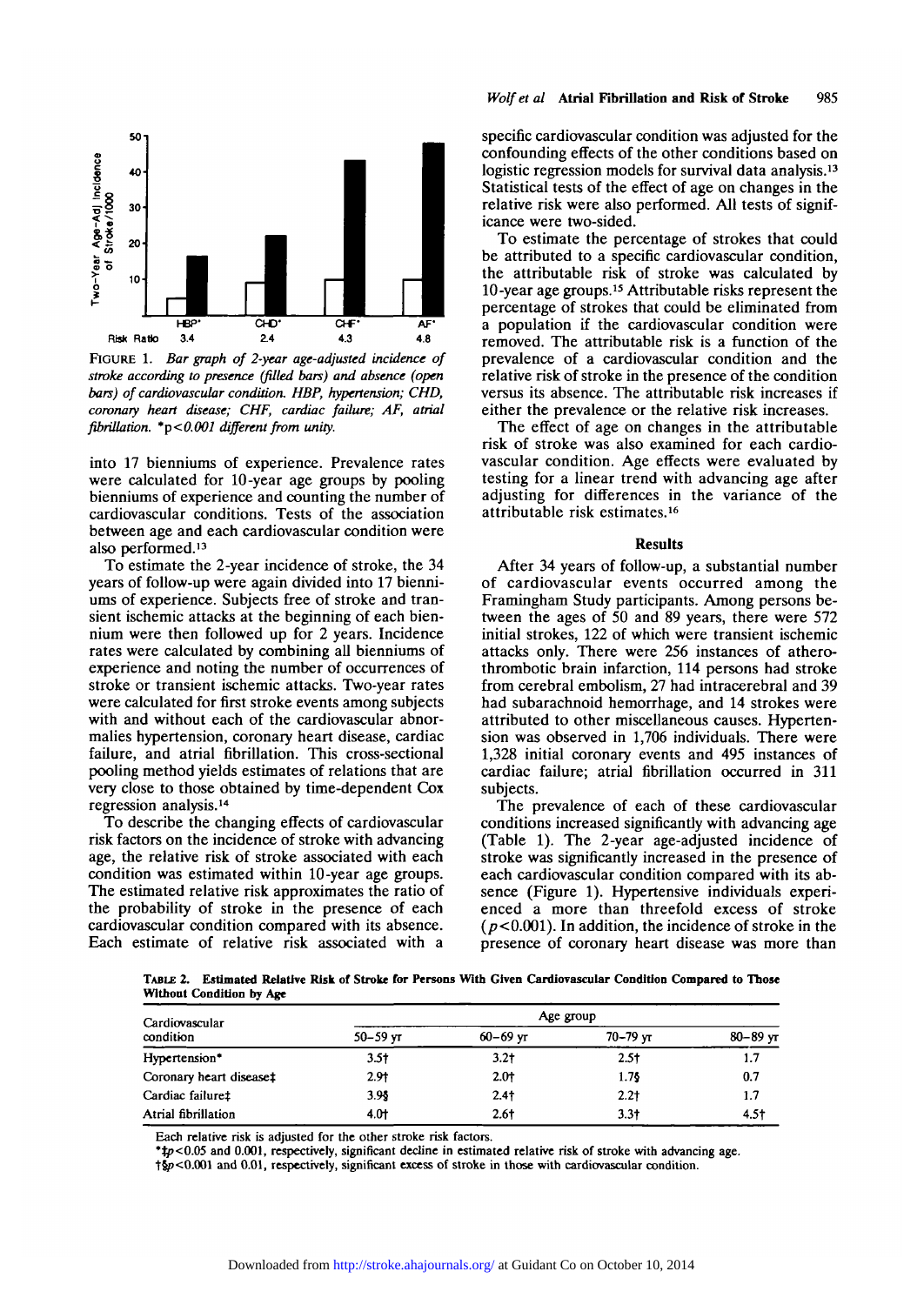FIGURE 1. *Bar graph of 2-year age-adjusted incidence of stroke according to presence (filled bars) and absence (open bars) of cardiovascular condition. HBP, hypertension; CHD, coronary heart disease; CHF, cardiac failure; AF, atrial fibrillation.* *$p<0.001$ *different from unity.*

into 17 bienniums of experience. Prevalence rates were calculated for 10-year age groups by pooling bienniums of experience and counting the number of cardiovascular conditions. Tests of the association between age and each cardiovascular condition were also performed.[13]

To estimate the 2-year incidence of stroke, the 34 years of follow-up were again divided into 17 bienniums of experience. Subjects free of stroke and transient ischemic attacks at the beginning of each biennium were then followed up for 2 years. Incidence rates were calculated by combining all bienniums of experience and noting the number of occurrences of stroke or transient ischemic attacks. Two-year rates were calculated for first stroke events among subjects with and without each of the cardiovascular abnormalies hypertension, coronary heart disease, cardiac failure, and atrial fibrillation. This cross-sectional pooling method yields estimates of relations that are very close to those obtained by time-dependent Cox regression analysis.[14]

To describe the changing effects of cardiovascular risk factors on the incidence of stroke with advancing age, the relative risk of stroke associated with each condition was estimated within 10-year age groups. The estimated relative risk approximates the ratio of the probability of stroke in the presence of each cardiovascular condition compared with its absence. Each estimate of relative risk associated with a specific cardiovascular condition was adjusted for the confounding effects of the other conditions based on logistic regression models for survival data analysis.[13] Statistical tests of the effect of age on changes in the relative risk were also performed. All tests of significance were two-sided.

To estimate the percentage of strokes that could be attributed to a specific cardiovascular condition, the attributable risk of stroke was calculated by 10-year age groups.[15] Attributable risks represent the percentage of strokes that could be eliminated from a population if the cardiovascular condition were removed. The attributable risk is a function of the prevalence of a cardiovascular condition and the relative risk of stroke in the presence of the condition versus its absence. The attributable risk increases if either the prevalence or the relative risk increases.

The effect of age on changes in the attributable risk of stroke was also examined for each cardiovascular condition. Age effects were evaluated by testing for a linear trend with advancing age after adjusting for differences in the variance of the attributable risk estimates.[16]

## Results

After 34 years of follow-up, a substantial number of cardiovascular events occurred among the Framingham Study participants. Among persons between the ages of 50 and 89 years, there were 572 initial strokes, 122 of which were transient ischemic attacks only. There were 256 instances of atherothrombotic brain infarction, 114 persons had stroke from cerebral embolism, 27 had intracerebral and 39 had subarachnoid hemorrhage, and 14 strokes were attributed to other miscellaneous causes. Hypertension was observed in 1,706 individuals. There were 1,328 initial coronary events and 495 instances of cardiac failure; atrial fibrillation occurred in 311 subjects.

The prevalence of each of these cardiovascular conditions increased significantly with advancing age (Table 1). The 2-year age-adjusted incidence of stroke was significantly increased in the presence of each cardiovascular condition compared with its absence (Figure 1). Hypertensive individuals experienced a more than threefold excess of stroke ($p<0.001$). In addition, the incidence of stroke in the presence of coronary heart disease was more than

**TABLE 2. Estimated Relative Risk of Stroke for Persons With Given Cardiovascular Condition Compared to Those Without Condition by Age**

| Cardiovascular condition | Age group | | | |
|---|---|---|---|---|
| | 50–59 yr | 60–69 yr | 70–79 yr | 80–89 yr |
| Hypertension* | 3.5† | 3.2† | 2.5† | 1.7 |
| Coronary heart disease‡ | 2.9† | 2.0† | 1.7§ | 0.7 |
| Cardiac failure‡ | 3.9§ | 2.4† | 2.2† | 1.7 |
| Atrial fibrillation | 4.0† | 2.6† | 3.3† | 4.5† |

Each relative risk is adjusted for the other stroke risk factors.

*‡$p<0.05$ and 0.001, respectively, significant decline in estimated relative risk of stroke with advancing age.

†§$p<0.001$ and 0.01, respectively, significant excess of stroke in those with cardiovascular condition.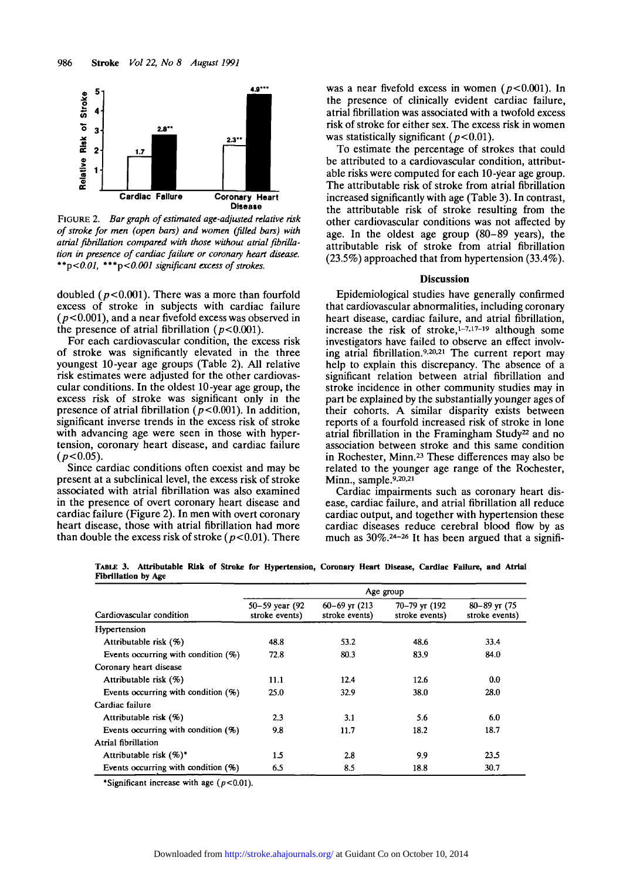FIGURE 2. *Bar graph of estimated age-adjusted relative risk of stroke for men (open bars) and women (filled bars) with atrial fibrillation compared with those without atrial fibrillation in presence of cardiac failure or coronary heart disease.* **$p<0.01$, ***$p<0.001$ *significant excess of strokes.*

doubled ($p<0.001$). There was a more than fourfold excess of stroke in subjects with cardiac failure ($p<0.001$), and a near fivefold excess was observed in the presence of atrial fibrillation ($p<0.001$).

For each cardiovascular condition, the excess risk of stroke was significantly elevated in the three youngest 10-year age groups (Table 2). All relative risk estimates were adjusted for the other cardiovascular conditions. In the oldest 10-year age group, the excess risk of stroke was significant only in the presence of atrial fibrillation ($p<0.001$). In addition, significant inverse trends in the excess risk of stroke with advancing age were seen in those with hypertension, coronary heart disease, and cardiac failure ($p<0.05$).

Since cardiac conditions often coexist and may be present at a subclinical level, the excess risk of stroke associated with atrial fibrillation was also examined in the presence of overt coronary heart disease and cardiac failure (Figure 2). In men with overt coronary heart disease, those with atrial fibrillation had more than double the excess risk of stroke ($p<0.01$). There was a near fivefold excess in women ($p<0.001$). In the presence of clinically evident cardiac failure, atrial fibrillation was associated with a twofold excess risk of stroke for either sex. The excess risk in women was statistically significant ($p<0.01$).

To estimate the percentage of strokes that could be attributed to a cardiovascular condition, attributable risks were computed for each 10-year age group. The attributable risk of stroke from atrial fibrillation increased significantly with age (Table 3). In contrast, the attributable risk of stroke resulting from the other cardiovascular conditions was not affected by age. In the oldest age group (80–89 years), the attributable risk of stroke from atrial fibrillation (23.5%) approached that from hypertension (33.4%).

## Discussion

Epidemiological studies have generally confirmed that cardiovascular abnormalities, including coronary heart disease, cardiac failure, and atrial fibrillation, increase the risk of stroke,[1–7,17–19] although some investigators have failed to observe an effect involving atrial fibrillation.[9,20,21] The current report may help to explain this discrepancy. The absence of a significant relation between atrial fibrillation and stroke incidence in other community studies may in part be explained by the substantially younger ages of their cohorts. A similar disparity exists between reports of a fourfold increased risk of stroke in lone atrial fibrillation in the Framingham Study[22] and no association between stroke and this same condition in Rochester, Minn.[23] These differences may also be related to the younger age range of the Rochester, Minn., sample.[9,20,21]

Cardiac impairments such as coronary heart disease, cardiac failure, and atrial fibrillation all reduce cardiac output, and together with hypertension these cardiac diseases reduce cerebral blood flow by as much as 30%.[24–26] It has been argued that a signifi-

TABLE 3. Attributable Risk of Stroke for Hypertension, Coronary Heart Disease, Cardiac Failure, and Atrial Fibrillation by Age

| Cardiovascular condition | Age group | | | |
|---|---|---|---|---|
| | 50–59 year (92 stroke events) | 60–69 yr (213 stroke events) | 70–79 yr (192 stroke events) | 80–89 yr (75 stroke events) |
| Hypertension | | | | |
| Attributable risk (%) | 48.8 | 53.2 | 48.6 | 33.4 |
| Events occurring with condition (%) | 72.8 | 80.3 | 83.9 | 84.0 |
| Coronary heart disease | | | | |
| Attributable risk (%) | 11.1 | 12.4 | 12.6 | 0.0 |
| Events occurring with condition (%) | 25.0 | 32.9 | 38.0 | 28.0 |
| Cardiac failure | | | | |
| Attributable risk (%) | 2.3 | 3.1 | 5.6 | 6.0 |
| Events occurring with condition (%) | 9.8 | 11.7 | 18.2 | 18.7 |
| Atrial fibrillation | | | | |
| Attributable risk (%)* | 1.5 | 2.8 | 9.9 | 23.5 |
| Events occurring with condition (%) | 6.5 | 8.5 | 18.8 | 30.7 |

*Significant increase with age ($p<0.01$).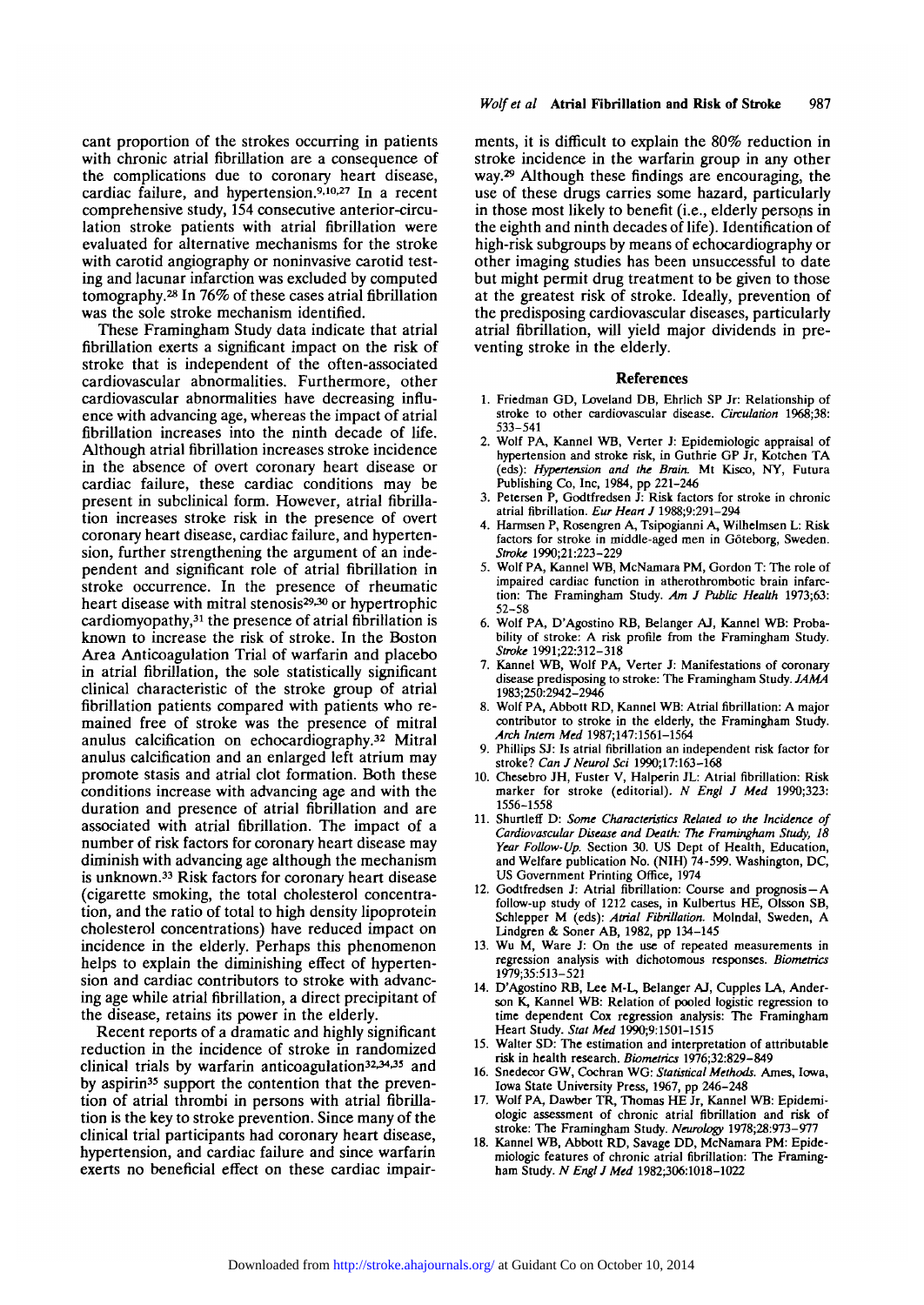cant proportion of the strokes occurring in patients with chronic atrial fibrillation are a consequence of the complications due to coronary heart disease, cardiac failure, and hypertension.[9,10,27] In a recent comprehensive study, 154 consecutive anterior-circulation stroke patients with atrial fibrillation were evaluated for alternative mechanisms for the stroke with carotid angiography or noninvasive carotid testing and lacunar infarction was excluded by computed tomography.[28] In 76% of these cases atrial fibrillation was the sole stroke mechanism identified.

These Framingham Study data indicate that atrial fibrillation exerts a significant impact on the risk of stroke that is independent of the often-associated cardiovascular abnormalities. Furthermore, other cardiovascular abnormalities have decreasing influence with advancing age, whereas the impact of atrial fibrillation increases into the ninth decade of life. Although atrial fibrillation increases stroke incidence in the absence of overt coronary heart disease or cardiac failure, these cardiac conditions may be present in subclinical form. However, atrial fibrillation increases stroke risk in the presence of overt coronary heart disease, cardiac failure, and hypertension, further strengthening the argument of an independent and significant role of atrial fibrillation in stroke occurrence. In the presence of rheumatic heart disease with mitral stenosis[29,30] or hypertrophic cardiomyopathy,[31] the presence of atrial fibrillation is known to increase the risk of stroke. In the Boston Area Anticoagulation Trial of warfarin and placebo in atrial fibrillation, the sole statistically significant clinical characteristic of the stroke group of atrial fibrillation patients compared with patients who remained free of stroke was the presence of mitral anulus calcification on echocardiography.[32] Mitral anulus calcification and an enlarged left atrium may promote stasis and atrial clot formation. Both these conditions increase with advancing age and with the duration and presence of atrial fibrillation and are associated with atrial fibrillation. The impact of a number of risk factors for coronary heart disease may diminish with advancing age although the mechanism is unknown.[33] Risk factors for coronary heart disease (cigarette smoking, the total cholesterol concentration, and the ratio of total to high density lipoprotein cholesterol concentrations) have reduced impact on incidence in the elderly. Perhaps this phenomenon helps to explain the diminishing effect of hypertension and cardiac contributors to stroke with advancing age while atrial fibrillation, a direct precipitant of the disease, retains its power in the elderly.

Recent reports of a dramatic and highly significant reduction in the incidence of stroke in randomized clinical trials by warfarin anticoagulation[32,34,35] and by aspirin[35] support the contention that the prevention of atrial thrombi in persons with atrial fibrillation is the key to stroke prevention. Since many of the clinical trial participants had coronary heart disease, hypertension, and cardiac failure and since warfarin exerts no beneficial effect on these cardiac impairments, it is difficult to explain the 80% reduction in stroke incidence in the warfarin group in any other way.[29] Although these findings are encouraging, the use of these drugs carries some hazard, particularly in those most likely to benefit (i.e., elderly persons in the eighth and ninth decades of life). Identification of high-risk subgroups by means of echocardiography or other imaging studies has been unsuccessful to date but might permit drug treatment to be given to those at the greatest risk of stroke. Ideally, prevention of the predisposing cardiovascular diseases, particularly atrial fibrillation, will yield major dividends in preventing stroke in the elderly.

## References

1. Friedman GD, Loveland DB, Ehrlich SP Jr: Relationship of stroke to other cardiovascular disease. *Circulation* 1968;38: 533–541
2. Wolf PA, Kannel WB, Verter J: Epidemiologic appraisal of hypertension and stroke risk, in Guthrie GP Jr, Kotchen TA (eds): *Hypertension and the Brain.* Mt Kisco, NY, Futura Publishing Co, Inc, 1984, pp 221–246
3. Petersen P, Godtfredsen J: Risk factors for stroke in chronic atrial fibrillation. *Eur Heart J* 1988;9:291–294
4. Harmsen P, Rosengren A, Tsipogianni A, Wilhelmsen L: Risk factors for stroke in middle-aged men in Göteborg, Sweden. *Stroke* 1990;21:223–229
5. Wolf PA, Kannel WB, McNamara PM, Gordon T: The role of impaired cardiac function in atherothrombotic brain infarction: The Framingham Study. *Am J Public Health* 1973;63: 52–58
6. Wolf PA, D'Agostino RB, Belanger AJ, Kannel WB: Probability of stroke: A risk profile from the Framingham Study. *Stroke* 1991;22:312–318
7. Kannel WB, Wolf PA, Verter J: Manifestations of coronary disease predisposing to stroke: The Framingham Study. *JAMA* 1983;250:2942–2946
8. Wolf PA, Abbott RD, Kannel WB: Atrial fibrillation: A major contributor to stroke in the elderly, the Framingham Study. *Arch Intern Med* 1987;147:1561–1564
9. Phillips SJ: Is atrial fibrillation an independent risk factor for stroke? *Can J Neurol Sci* 1990;17:163–168
10. Chesebro JH, Fuster V, Halperin JL: Atrial fibrillation: Risk marker for stroke (editorial). *N Engl J Med* 1990;323: 1556–1558
11. Shurtleff D: *Some Characteristics Related to the Incidence of Cardiovascular Disease and Death: The Framingham Study, 18 Year Follow-Up.* Section 30. US Dept of Health, Education, and Welfare publication No. (NIH) 74-599. Washington, DC, US Government Printing Office, 1974
12. Godtfredsen J: Atrial fibrillation: Course and prognosis—A follow-up study of 1212 cases, in Kulbertus HE, Olsson SB, Schlepper M (eds): *Atrial Fibrillation.* Molndal, Sweden, A Lindgren & Soner AB, 1982, pp 134–145
13. Wu M, Ware J: On the use of repeated measurements in regression analysis with dichotomous responses. *Biometrics* 1979;35:513–521
14. D'Agostino RB, Lee M-L, Belanger AJ, Cupples LA, Anderson K, Kannel WB: Relation of pooled logistic regression to time dependent Cox regression analysis: The Framingham Heart Study. *Stat Med* 1990;9:1501–1515
15. Walter SD: The estimation and interpretation of attributable risk in health research. *Biometrics* 1976;32:829–849
16. Snedecor GW, Cochran WG: *Statistical Methods.* Ames, Iowa, Iowa State University Press, 1967, pp 246–248
17. Wolf PA, Dawber TR, Thomas HE Jr, Kannel WB: Epidemiologic assessment of chronic atrial fibrillation and risk of stroke: The Framingham Study. *Neurology* 1978;28:973–977
18. Kannel WB, Abbott RD, Savage DD, McNamara PM: Epidemiologic features of chronic atrial fibrillation: The Framingham Study. *N Engl J Med* 1982;306:1018–1022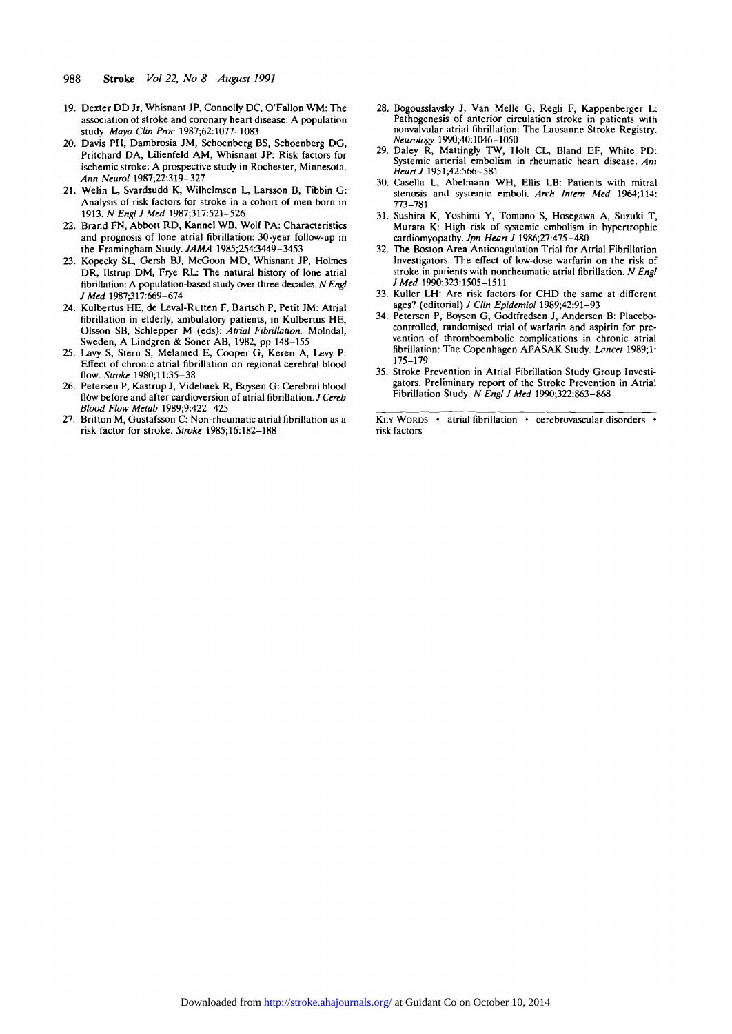19. Dexter DD Jr, Whisnant JP, Connolly DC, O'Fallon WM: The association of stroke and coronary heart disease: A population study. *Mayo Clin Proc* 1987;62:1077–1083
20. Davis PH, Dambrosia JM, Schoenberg BS, Schoenberg DG, Pritchard DA, Lilienfeld AM, Whisnant JP: Risk factors for ischemic stroke: A prospective study in Rochester, Minnesota. *Ann Neurol* 1987;22:319–327
21. Welin L, Svardsudd K, Wilhelmsen L, Larsson B, Tibbin G: Analysis of risk factors for stroke in a cohort of men born in 1913. *N Engl J Med* 1987;317:521–526
22. Brand FN, Abbott RD, Kannel WB, Wolf PA: Characteristics and prognosis of lone atrial fibrillation: 30-year follow-up in the Framingham Study. *JAMA* 1985;254:3449–3453
23. Kopecky SL, Gersh BJ, McGoon MD, Whisnant JP, Holmes DR, Ilstrup DM, Frye RL: The natural history of lone atrial fibrillation: A population-based study over three decades. *N Engl J Med* 1987;317:669–674
24. Kulbertus HE, de Leval-Rutten F, Bartsch P, Petit JM: Atrial fibrillation in elderly, ambulatory patients, in Kulbertus HE, Olsson SB, Schlepper M (eds): *Atrial Fibrillation.* Molndal, Sweden, A Lindgren & Soner AB, 1982, pp 148–155
25. Lavy S, Stern S, Melamed E, Cooper G, Keren A, Levy P: Effect of chronic atrial fibrillation on regional cerebral blood flow. *Stroke* 1980;11:35–38
26. Petersen P, Kastrup J, Videbaek R, Boysen G: Cerebral blood flow before and after cardioversion of atrial fibrillation. *J Cereb Blood Flow Metab* 1989;9:422–425
27. Britton M, Gustafsson C: Non-rheumatic atrial fibrillation as a risk factor for stroke. *Stroke* 1985;16:182–188
28. Bogousslavsky J, Van Melle G, Regli F, Kappenberger L: Pathogenesis of anterior circulation stroke in patients with nonvalvular atrial fibrillation: The Lausanne Stroke Registry. *Neurology* 1990;40:1046–1050
29. Daley R, Mattingly TW, Holt CL, Bland EF, White PD: Systemic arterial embolism in rheumatic heart disease. *Am Heart J* 1951;42:566–581
30. Casella L, Abelmann WH, Ellis LB: Patients with mitral stenosis and systemic emboli. *Arch Intern Med* 1964;114:773–781
31. Sushira K, Yoshimi Y, Tomono S, Hosegawa A, Suzuki T, Murata K: High risk of systemic embolism in hypertrophic cardiomyopathy. *Jpn Heart J* 1986;27:475–480
32. The Boston Area Anticoagulation Trial for Atrial Fibrillation Investigators. The effect of low-dose warfarin on the risk of stroke in patients with nonrheumatic atrial fibrillation. *N Engl J Med* 1990;323:1505–1511
33. Kuller LH: Are risk factors for CHD the same at different ages? (editorial) *J Clin Epidemiol* 1989;42:91–93
34. Petersen P, Boysen G, Godtfredsen J, Andersen B: Placebo-controlled, randomised trial of warfarin and aspirin for prevention of thromboembolic complications in chronic atrial fibrillation: The Copenhagen AFASAK Study. *Lancet* 1989;1:175–179
35. Stroke Prevention in Atrial Fibrillation Study Group Investigators. Preliminary report of the Stroke Prevention in Atrial Fibrillation Study. *N Engl J Med* 1990;322:863–868

KEY WORDS • atrial fibrillation • cerebrovascular disorders • risk factors